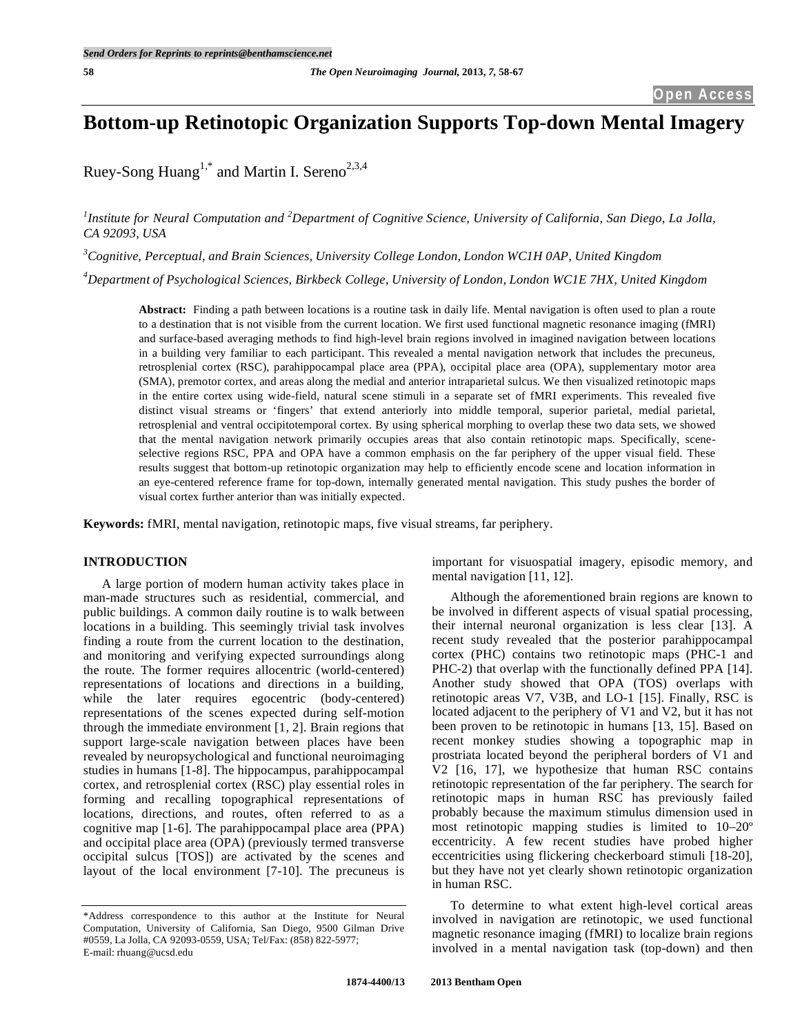# Bottom-up Retinotopic Organization Supports Top-down Mental Imagery

Ruey-Song Huang[1,*] and Martin I. Sereno[2,3,4]

[1]*Institute for Neural Computation and* [2]*Department of Cognitive Science, University of California, San Diego, La Jolla, CA 92093, USA*

[3]*Cognitive, Perceptual, and Brain Sciences, University College London, London WC1H 0AP, United Kingdom*

[4]*Department of Psychological Sciences, Birkbeck College, University of London, London WC1E 7HX, United Kingdom*

**Abstract:** Finding a path between locations is a routine task in daily life. Mental navigation is often used to plan a route to a destination that is not visible from the current location. We first used functional magnetic resonance imaging (fMRI) and surface-based averaging methods to find high-level brain regions involved in imagined navigation between locations in a building very familiar to each participant. This revealed a mental navigation network that includes the precuneus, retrosplenial cortex (RSC), parahippocampal place area (PPA), occipital place area (OPA), supplementary motor area (SMA), premotor cortex, and areas along the medial and anterior intraparietal sulcus. We then visualized retinotopic maps in the entire cortex using wide-field, natural scene stimuli in a separate set of fMRI experiments. This revealed five distinct visual streams or 'fingers' that extend anteriorly into middle temporal, superior parietal, medial parietal, retrosplenial and ventral occipitotemporal cortex. By using spherical morphing to overlap these two data sets, we showed that the mental navigation network primarily occupies areas that also contain retinotopic maps. Specifically, scene-selective regions RSC, PPA and OPA have a common emphasis on the far periphery of the upper visual field. These results suggest that bottom-up retinotopic organization may help to efficiently encode scene and location information in an eye-centered reference frame for top-down, internally generated mental navigation. This study pushes the border of visual cortex further anterior than was initially expected.

**Keywords:** fMRI, mental navigation, retinotopic maps, five visual streams, far periphery.

## INTRODUCTION

A large portion of modern human activity takes place in man-made structures such as residential, commercial, and public buildings. A common daily routine is to walk between locations in a building. This seemingly trivial task involves finding a route from the current location to the destination, and monitoring and verifying expected surroundings along the route. The former requires allocentric (world-centered) representations of locations and directions in a building, while the later requires egocentric (body-centered) representations of the scenes expected during self-motion through the immediate environment [1, 2]. Brain regions that support large-scale navigation between places have been revealed by neuropsychological and functional neuroimaging studies in humans [1-8]. The hippocampus, parahippocampal cortex, and retrosplenial cortex (RSC) play essential roles in forming and recalling topographical representations of locations, directions, and routes, often referred to as a cognitive map [1-6]. The parahippocampal place area (PPA) and occipital place area (OPA) (previously termed transverse occipital sulcus [TOS]) are activated by the scenes and layout of the local environment [7-10]. The precuneus is important for visuospatial imagery, episodic memory, and mental navigation [11, 12].

Although the aforementioned brain regions are known to be involved in different aspects of visual spatial processing, their internal neuronal organization is less clear [13]. A recent study revealed that the posterior parahippocampal cortex (PHC) contains two retinotopic maps (PHC-1 and PHC-2) that overlap with the functionally defined PPA [14]. Another study showed that OPA (TOS) overlaps with retinotopic areas V7, V3B, and LO-1 [15]. Finally, RSC is located adjacent to the periphery of V1 and V2, but it has not been proven to be retinotopic in humans [13, 15]. Based on recent monkey studies showing a topographic map in prostriata located beyond the peripheral borders of V1 and V2 [16, 17], we hypothesize that human RSC contains retinotopic representation of the far periphery. The search for retinotopic maps in human RSC has previously failed probably because the maximum stimulus dimension used in most retinotopic mapping studies is limited to 10–20º eccentricity. A few recent studies have probed higher eccentricities using flickering checkerboard stimuli [18-20], but they have not yet clearly shown retinotopic organization in human RSC.

To determine to what extent high-level cortical areas involved in navigation are retinotopic, we used functional magnetic resonance imaging (fMRI) to localize brain regions involved in a mental navigation task (top-down) and then

*Address correspondence to this author at the Institute for Neural Computation, University of California, San Diego, 9500 Gilman Drive #0559, La Jolla, CA 92093-0559, USA; Tel/Fax: (858) 822-5977; E-mail: rhuang@ucsd.edu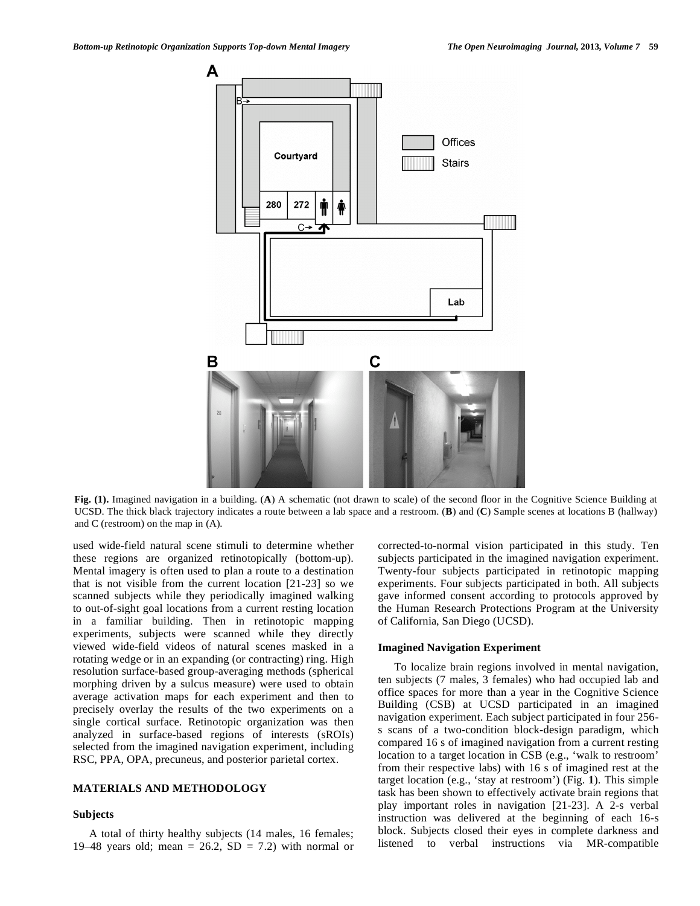Fig. (1). Imagined navigation in a building. (**A**) A schematic (not drawn to scale) of the second floor in the Cognitive Science Building at UCSD. The thick black trajectory indicates a route between a lab space and a restroom. (**B**) and (**C**) Sample scenes at locations B (hallway) and C (restroom) on the map in (A).

used wide-field natural scene stimuli to determine whether these regions are organized retinotopically (bottom-up). Mental imagery is often used to plan a route to a destination that is not visible from the current location [21-23] so we scanned subjects while they periodically imagined walking to out-of-sight goal locations from a current resting location in a familiar building. Then in retinotopic mapping experiments, subjects were scanned while they directly viewed wide-field videos of natural scenes masked in a rotating wedge or in an expanding (or contracting) ring. High resolution surface-based group-averaging methods (spherical morphing driven by a sulcus measure) were used to obtain average activation maps for each experiment and then to precisely overlay the results of the two experiments on a single cortical surface. Retinotopic organization was then analyzed in surface-based regions of interests (sROIs) selected from the imagined navigation experiment, including RSC, PPA, OPA, precuneus, and posterior parietal cortex.

## MATERIALS AND METHODOLOGY

### Subjects

A total of thirty healthy subjects (14 males, 16 females; 19–48 years old; mean = 26.2, SD = 7.2) with normal or corrected-to-normal vision participated in this study. Ten subjects participated in the imagined navigation experiment. Twenty-four subjects participated in retinotopic mapping experiments. Four subjects participated in both. All subjects gave informed consent according to protocols approved by the Human Research Protections Program at the University of California, San Diego (UCSD).

### Imagined Navigation Experiment

To localize brain regions involved in mental navigation, ten subjects (7 males, 3 females) who had occupied lab and office spaces for more than a year in the Cognitive Science Building (CSB) at UCSD participated in an imagined navigation experiment. Each subject participated in four 256-s scans of a two-condition block-design paradigm, which compared 16 s of imagined navigation from a current resting location to a target location in CSB (e.g., 'walk to restroom' from their respective labs) with 16 s of imagined rest at the target location (e.g., 'stay at restroom') (Fig. **1**). This simple task has been shown to effectively activate brain regions that play important roles in navigation [21-23]. A 2-s verbal instruction was delivered at the beginning of each 16-s block. Subjects closed their eyes in complete darkness and listened to verbal instructions via MR-compatible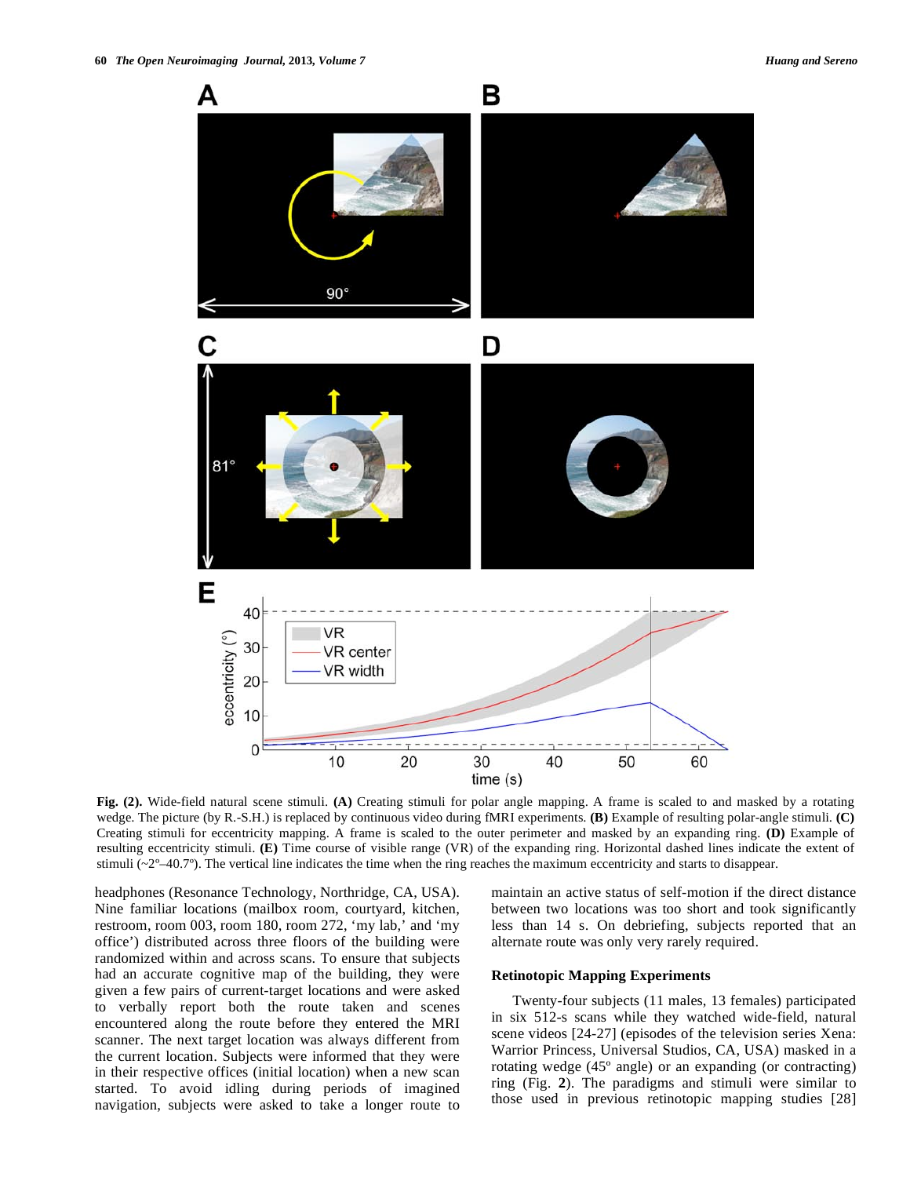Fig. (2). Wide-field natural scene stimuli. **(A)** Creating stimuli for polar angle mapping. A frame is scaled to and masked by a rotating wedge. The picture (by R.-S.H.) is replaced by continuous video during fMRI experiments. **(B)** Example of resulting polar-angle stimuli. **(C)** Creating stimuli for eccentricity mapping. A frame is scaled to the outer perimeter and masked by an expanding ring. **(D)** Example of resulting eccentricity stimuli. **(E)** Time course of visible range (VR) of the expanding ring. Horizontal dashed lines indicate the extent of stimuli (~2º–40.7º). The vertical line indicates the time when the ring reaches the maximum eccentricity and starts to disappear.

headphones (Resonance Technology, Northridge, CA, USA). Nine familiar locations (mailbox room, courtyard, kitchen, restroom, room 003, room 180, room 272, 'my lab,' and 'my office') distributed across three floors of the building were randomized within and across scans. To ensure that subjects had an accurate cognitive map of the building, they were given a few pairs of current-target locations and were asked to verbally report both the route taken and scenes encountered along the route before they entered the MRI scanner. The next target location was always different from the current location. Subjects were informed that they were in their respective offices (initial location) when a new scan started. To avoid idling during periods of imagined navigation, subjects were asked to take a longer route to maintain an active status of self-motion if the direct distance between two locations was too short and took significantly less than 14 s. On debriefing, subjects reported that an alternate route was only very rarely required.

### Retinotopic Mapping Experiments

Twenty-four subjects (11 males, 13 females) participated in six 512-s scans while they watched wide-field, natural scene videos [24-27] (episodes of the television series Xena: Warrior Princess, Universal Studios, CA, USA) masked in a rotating wedge (45º angle) or an expanding (or contracting) ring (Fig. **2**). The paradigms and stimuli were similar to those used in previous retinotopic mapping studies [28]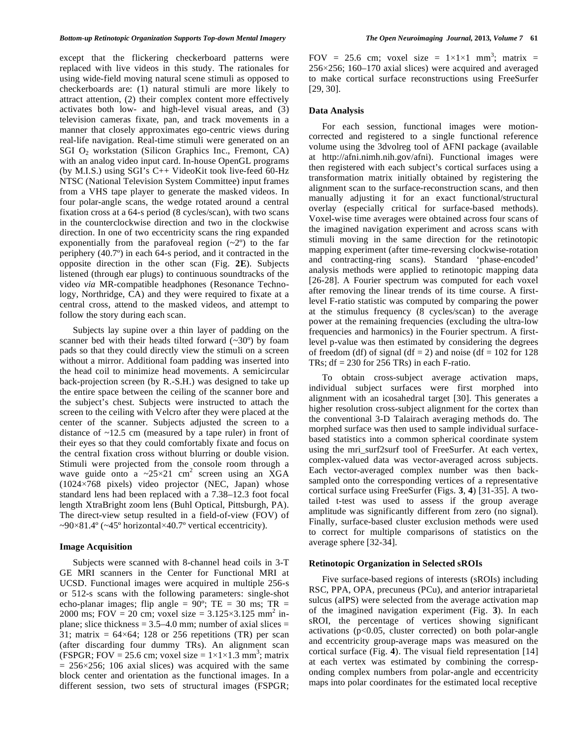except that the flickering checkerboard patterns were replaced with live videos in this study. The rationales for using wide-field moving natural scene stimuli as opposed to checkerboards are: (1) natural stimuli are more likely to attract attention, (2) their complex content more effectively activates both low- and high-level visual areas, and (3) television cameras fixate, pan, and track movements in a manner that closely approximates ego-centric views during real-life navigation. Real-time stimuli were generated on an SGI $O_2$ workstation (Silicon Graphics Inc., Fremont, CA) with an analog video input card. In-house OpenGL programs (by M.I.S.) using SGI's C++ VideoKit took live-feed 60-Hz NTSC (National Television System Committee) input frames from a VHS tape player to generate the masked videos. In four polar-angle scans, the wedge rotated around a central fixation cross at a 64-s period (8 cycles/scan), with two scans in the counterclockwise direction and two in the clockwise direction. In one of two eccentricity scans the ring expanded exponentially from the parafoveal region (~2º) to the far periphery (40.7º) in each 64-s period, and it contracted in the opposite direction in the other scan (Fig. **2E**). Subjects listened (through ear plugs) to continuous soundtracks of the video *via* MR-compatible headphones (Resonance Technology, Northridge, CA) and they were required to fixate at a central cross, attend to the masked videos, and attempt to follow the story during each scan.

Subjects lay supine over a thin layer of padding on the scanner bed with their heads tilted forward (~30º) by foam pads so that they could directly view the stimuli on a screen without a mirror. Additional foam padding was inserted into the head coil to minimize head movements. A semicircular back-projection screen (by R.-S.H.) was designed to take up the entire space between the ceiling of the scanner bore and the subject's chest. Subjects were instructed to attach the screen to the ceiling with Velcro after they were placed at the center of the scanner. Subjects adjusted the screen to a distance of ~12.5 cm (measured by a tape ruler) in front of their eyes so that they could comfortably fixate and focus on the central fixation cross without blurring or double vision. Stimuli were projected from the console room through a wave guide onto a ~25×21 cm$^2$ screen using an XGA (1024×768 pixels) video projector (NEC, Japan) whose standard lens had been replaced with a 7.38–12.3 foot focal length XtraBright zoom lens (Buhl Optical, Pittsburgh, PA). The direct-view setup resulted in a field-of-view (FOV) of ~90×81.4º (~45º horizontal×40.7º vertical eccentricity).

### Image Acquisition

Subjects were scanned with 8-channel head coils in 3-T GE MRI scanners in the Center for Functional MRI at UCSD. Functional images were acquired in multiple 256-s or 512-s scans with the following parameters: single-shot echo-planar images; flip angle = 90º; TE = 30 ms; TR = 2000 ms; FOV = 20 cm; voxel size = 3.125×3.125 mm$^2$ in-plane; slice thickness = 3.5–4.0 mm; number of axial slices = 31; matrix = 64×64; 128 or 256 repetitions (TR) per scan (after discarding four dummy TRs). An alignment scan (FSPGR; FOV = 25.6 cm; voxel size = 1×1×1.3 mm$^3$; matrix = 256×256; 106 axial slices) was acquired with the same block center and orientation as the functional images. In a different session, two sets of structural images (FSPGR; FOV = 25.6 cm; voxel size = 1×1×1 mm$^3$; matrix = 256×256; 160–170 axial slices) were acquired and averaged to make cortical surface reconstructions using FreeSurfer [29, 30].

### Data Analysis

For each session, functional images were motion-corrected and registered to a single functional reference volume using the 3dvolreg tool of AFNI package (available at http://afni.nimh.nih.gov/afni). Functional images were then registered with each subject's cortical surfaces using a transformation matrix initially obtained by registering the alignment scan to the surface-reconstruction scans, and then manually adjusting it for an exact functional/structural overlay (especially critical for surface-based methods). Voxel-wise time averages were obtained across four scans of the imagined navigation experiment and across scans with stimuli moving in the same direction for the retinotopic mapping experiment (after time-reversing clockwise-rotation and contracting-ring scans). Standard 'phase-encoded' analysis methods were applied to retinotopic mapping data [26-28]. A Fourier spectrum was computed for each voxel after removing the linear trends of its time course. A first-level F-ratio statistic was computed by comparing the power at the stimulus frequency (8 cycles/scan) to the average power at the remaining frequencies (excluding the ultra-low frequencies and harmonics) in the Fourier spectrum. A first-level p-value was then estimated by considering the degrees of freedom (df) of signal (df = 2) and noise (df = 102 for 128 TRs; df = 230 for 256 TRs) in each F-ratio.

To obtain cross-subject average activation maps, individual subject surfaces were first morphed into alignment with an icosahedral target [30]. This generates a higher resolution cross-subject alignment for the cortex than the conventional 3-D Talairach averaging methods do. The morphed surface was then used to sample individual surface-based statistics into a common spherical coordinate system using the mri_surf2surf tool of FreeSurfer. At each vertex, complex-valued data was vector-averaged across subjects. Each vector-averaged complex number was then back-sampled onto the corresponding vertices of a representative cortical surface using FreeSurfer (Figs. **3**, **4**) [31-35]. A two-tailed t-test was used to assess if the group average amplitude was significantly different from zero (no signal). Finally, surface-based cluster exclusion methods were used to correct for multiple comparisons of statistics on the average sphere [32-34].

### Retinotopic Organization in Selected sROIs

Five surface-based regions of interests (sROIs) including RSC, PPA, OPA, precuneus (PCu), and anterior intraparietal sulcus (aIPS) were selected from the average activation map of the imagined navigation experiment (Fig. **3**). In each sROI, the percentage of vertices showing significant activations ($p<0.05$, cluster corrected) on both polar-angle and eccentricity group-average maps was measured on the cortical surface (Fig. **4**). The visual field representation [14] at each vertex was estimated by combining the corresponding complex numbers from polar-angle and eccentricity maps into polar coordinates for the estimated local receptive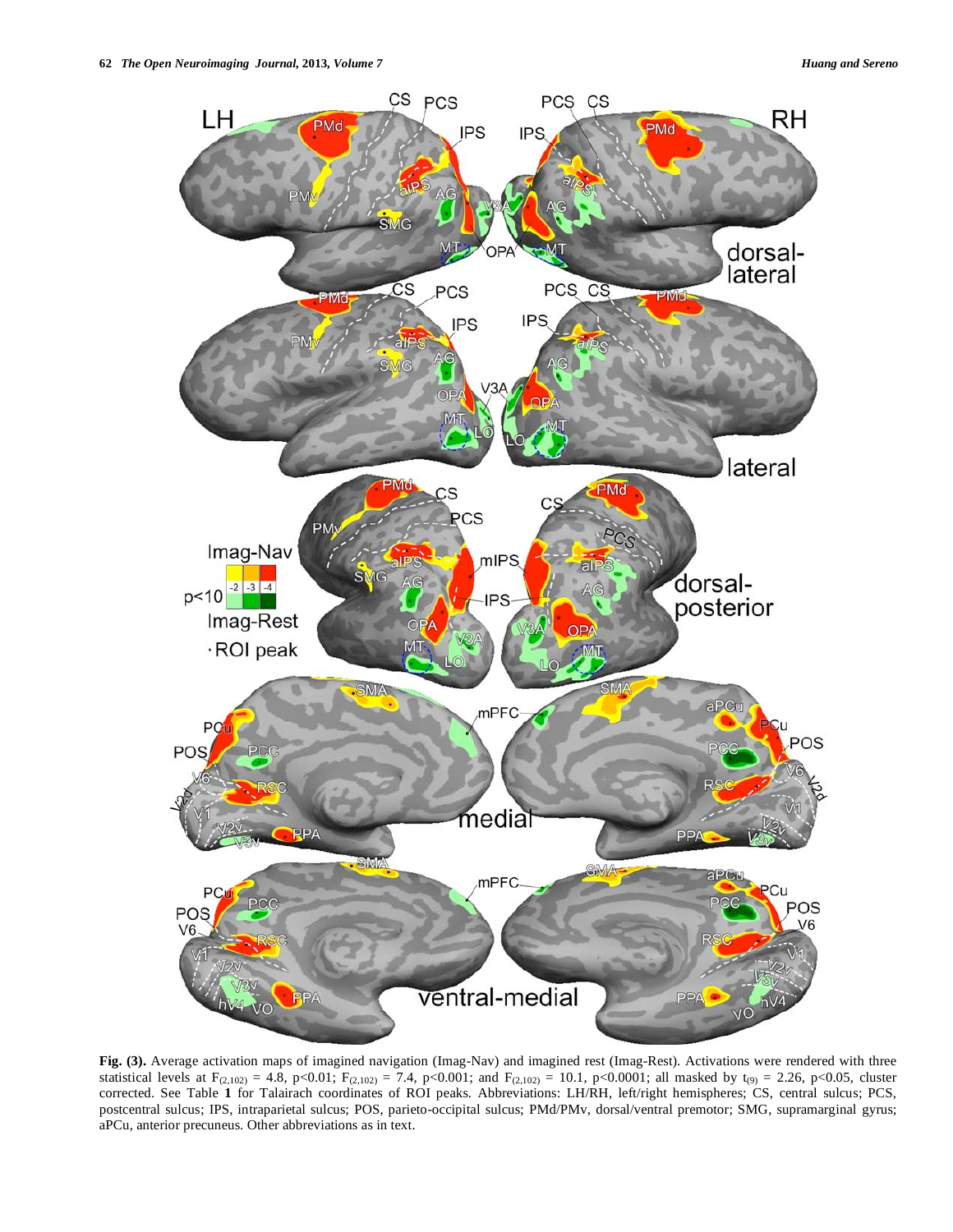**Fig. (3).** Average activation maps of imagined navigation (Imag-Nav) and imagined rest (Imag-Rest). Activations were rendered with three statistical levels at $F_{(2,102)} = 4.8$, $p<0.01$; $F_{(2,102)} = 7.4$, $p<0.001$; and $F_{(2,102)} = 10.1$, $p<0.0001$; all masked by $t_{(9)} = 2.26$, $p<0.05$, cluster corrected. See Table **1** for Talairach coordinates of ROI peaks. Abbreviations: LH/RH, left/right hemispheres; CS, central sulcus; PCS, postcentral sulcus; IPS, intraparietal sulcus; POS, parieto-occipital sulcus; PMd/PMv, dorsal/ventral premotor; SMG, supramarginal gyrus; aPCu, anterior precuneus. Other abbreviations as in text.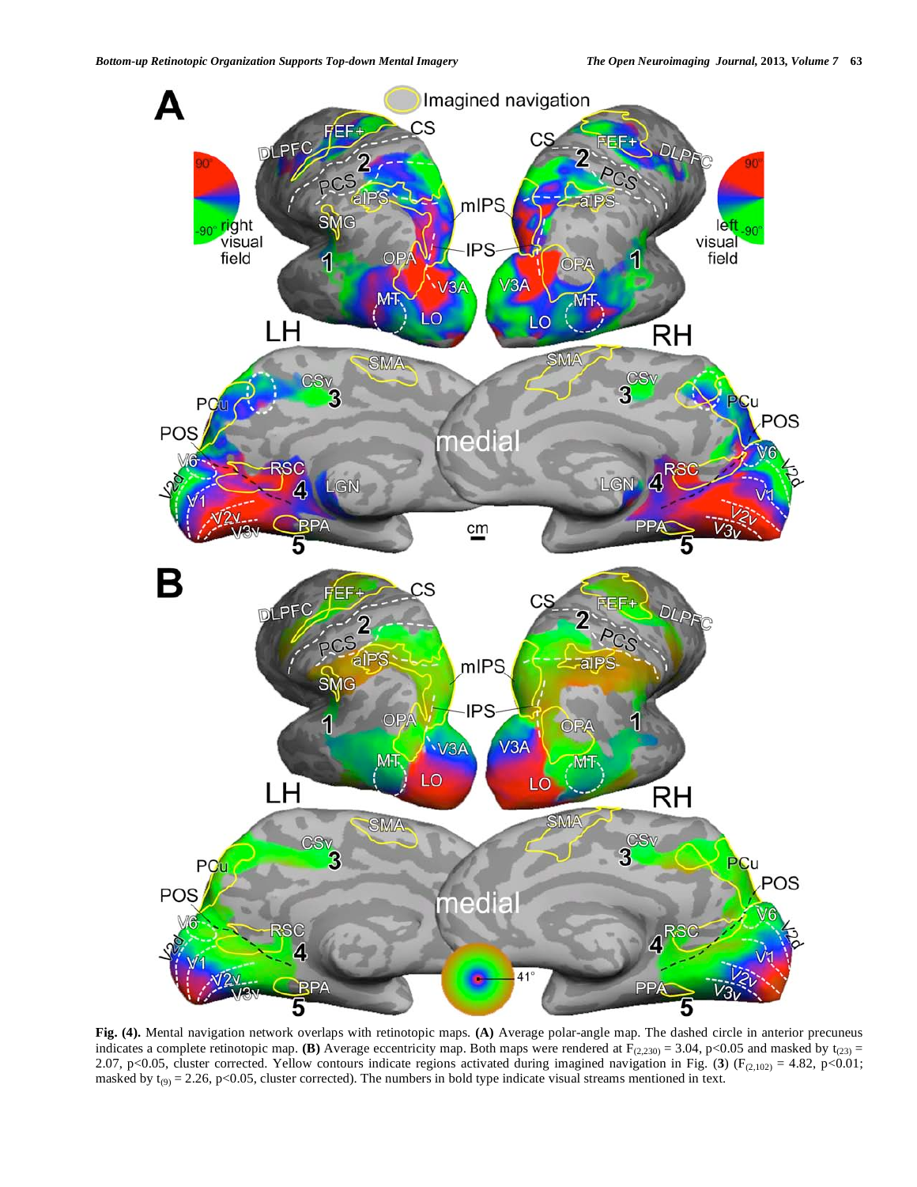**Fig. (4).** Mental navigation network overlaps with retinotopic maps. **(A)** Average polar-angle map. The dashed circle in anterior precuneus indicates a complete retinotopic map. **(B)** Average eccentricity map. Both maps were rendered at $F_{(2,230)} = 3.04$, $p<0.05$ and masked by $t_{(23)} = 2.07$, $p<0.05$, cluster corrected. Yellow contours indicate regions activated during imagined navigation in Fig. (**3**) ($F_{(2,102)} = 4.82$, $p<0.01$; masked by $t_{(9)} = 2.26$, $p<0.05$, cluster corrected). The numbers in bold type indicate visual streams mentioned in text.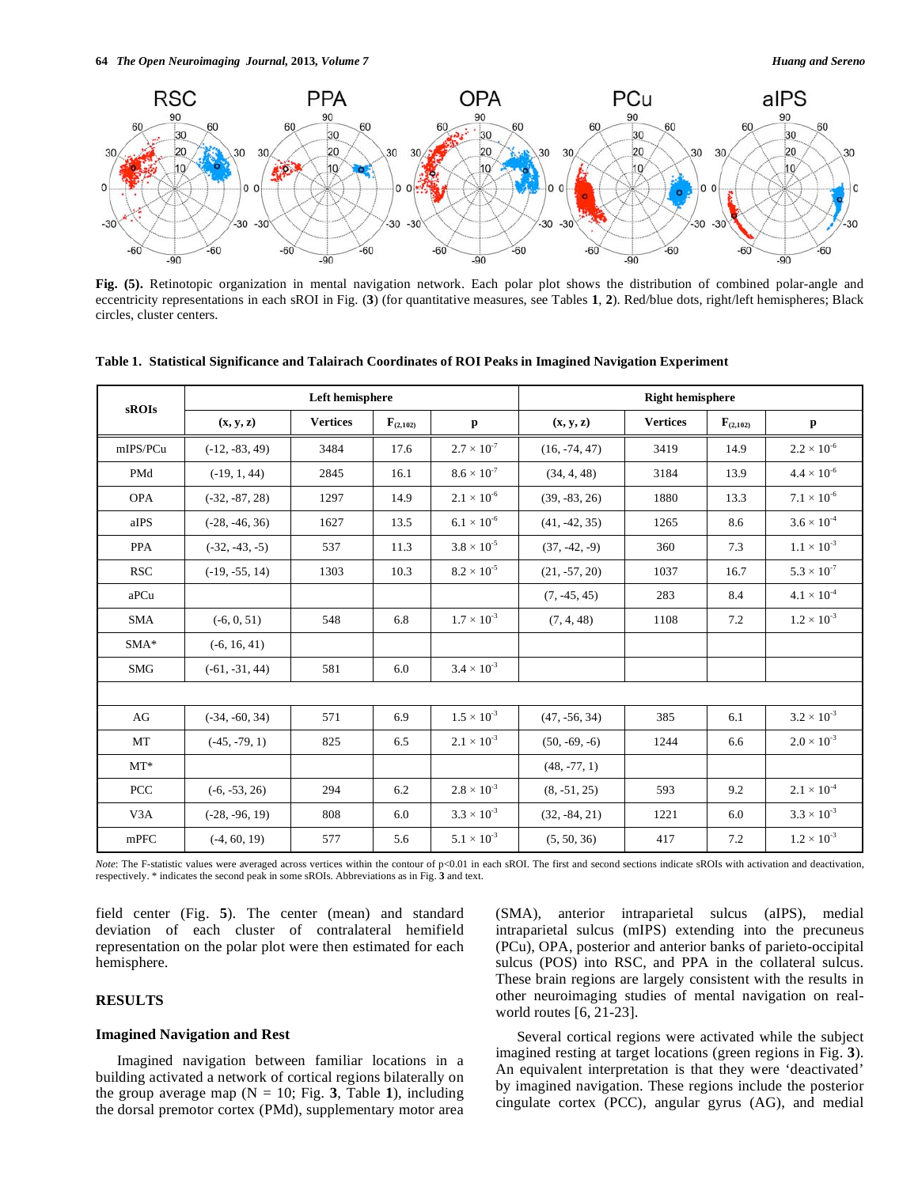**Fig. (5).** Retinotopic organization in mental navigation network. Each polar plot shows the distribution of combined polar-angle and eccentricity representations in each sROI in Fig. (**3**) (for quantitative measures, see Tables **1**, **2**). Red/blue dots, right/left hemispheres; Black circles, cluster centers.

**Table 1. Statistical Significance and Talairach Coordinates of ROI Peaks in Imagined Navigation Experiment**

| sROIs | Left hemisphere | | | | Right hemisphere | | | |
|---|---|---|---|---|---|---|---|---|
| | (x, y, z) | Vertices | $F_{(2,102)}$ | p | (x, y, z) | Vertices | $F_{(2,102)}$ | p |
| mIPS/PCu | (-12, -83, 49) | 3484 | 17.6 | $2.7 \times 10^{-7}$ | (16, -74, 47) | 3419 | 14.9 | $2.2 \times 10^{-6}$ |
| PMd | (-19, 1, 44) | 2845 | 16.1 | $8.6 \times 10^{-7}$ | (34, 4, 48) | 3184 | 13.9 | $4.4 \times 10^{-6}$ |
| OPA | (-32, -87, 28) | 1297 | 14.9 | $2.1 \times 10^{-6}$ | (39, -83, 26) | 1880 | 13.3 | $7.1 \times 10^{-6}$ |
| aIPS | (-28, -46, 36) | 1627 | 13.5 | $6.1 \times 10^{-6}$ | (41, -42, 35) | 1265 | 8.6 | $3.6 \times 10^{-4}$ |
| PPA | (-32, -43, -5) | 537 | 11.3 | $3.8 \times 10^{-5}$ | (37, -42, -9) | 360 | 7.3 | $1.1 \times 10^{-3}$ |
| RSC | (-19, -55, 14) | 1303 | 10.3 | $8.2 \times 10^{-5}$ | (21, -57, 20) | 1037 | 16.7 | $5.3 \times 10^{-7}$ |
| aPCu | | | | | (7, -45, 45) | 283 | 8.4 | $4.1 \times 10^{-4}$ |
| SMA | (-6, 0, 51) | 548 | 6.8 | $1.7 \times 10^{-3}$ | (7, 4, 48) | 1108 | 7.2 | $1.2 \times 10^{-3}$ |
| SMA* | (-6, 16, 41) | | | | | | | |
| SMG | (-61, -31, 44) | 581 | 6.0 | $3.4 \times 10^{-3}$ | | | | |
| | | | | | | | | |
| AG | (-34, -60, 34) | 571 | 6.9 | $1.5 \times 10^{-3}$ | (47, -56, 34) | 385 | 6.1 | $3.2 \times 10^{-3}$ |
| MT | (-45, -79, 1) | 825 | 6.5 | $2.1 \times 10^{-3}$ | (50, -69, -6) | 1244 | 6.6 | $2.0 \times 10^{-3}$ |
| MT* | | | | | (48, -77, 1) | | | |
| PCC | (-6, -53, 26) | 294 | 6.2 | $2.8 \times 10^{-3}$ | (8, -51, 25) | 593 | 9.2 | $2.1 \times 10^{-4}$ |
| V3A | (-28, -96, 19) | 808 | 6.0 | $3.3 \times 10^{-3}$ | (32, -84, 21) | 1221 | 6.0 | $3.3 \times 10^{-3}$ |
| mPFC | (-4, 60, 19) | 577 | 5.6 | $5.1 \times 10^{-3}$ | (5, 50, 36) | 417 | 7.2 | $1.2 \times 10^{-3}$ |

*Note*: The F-statistic values were averaged across vertices within the contour of p<0.01 in each sROI. The first and second sections indicate sROIs with activation and deactivation, respectively. * indicates the second peak in some sROIs. Abbreviations as in Fig. **3** and text.

field center (Fig. **5**). The center (mean) and standard deviation of each cluster of contralateral hemifield representation on the polar plot were then estimated for each hemisphere.

## RESULTS

### Imagined Navigation and Rest

Imagined navigation between familiar locations in a building activated a network of cortical regions bilaterally on the group average map (N = 10; Fig. **3**, Table **1**), including the dorsal premotor cortex (PMd), supplementary motor area (SMA), anterior intraparietal sulcus (aIPS), medial intraparietal sulcus (mIPS) extending into the precuneus (PCu), OPA, posterior and anterior banks of parieto-occipital sulcus (POS) into RSC, and PPA in the collateral sulcus. These brain regions are largely consistent with the results in other neuroimaging studies of mental navigation on real-world routes [6, 21-23].

Several cortical regions were activated while the subject imagined resting at target locations (green regions in Fig. **3**). An equivalent interpretation is that they were 'deactivated' by imagined navigation. These regions include the posterior cingulate cortex (PCC), angular gyrus (AG), and medial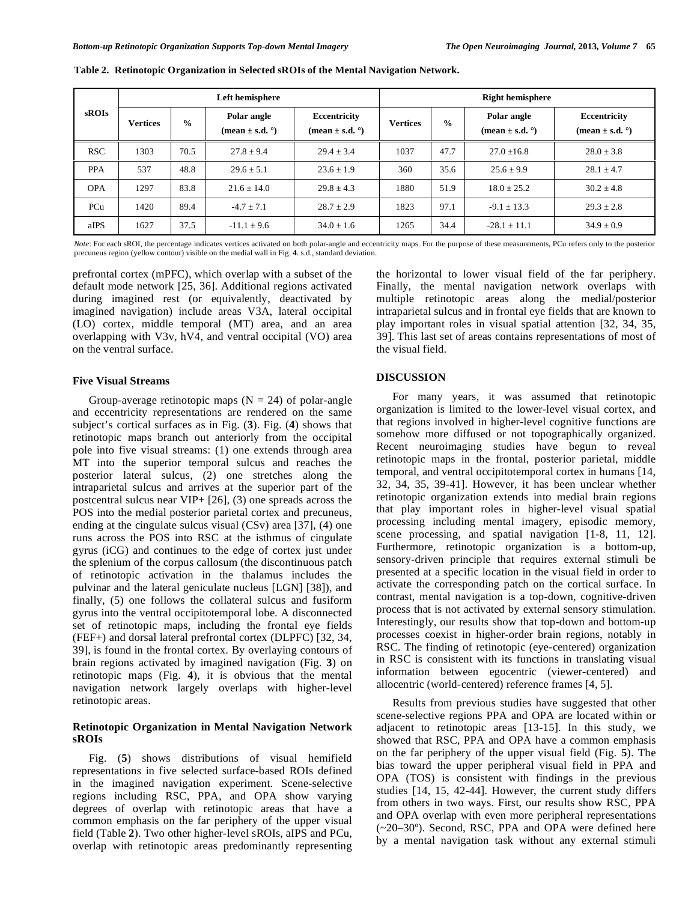**Table 2. Retinotopic Organization in Selected sROIs of the Mental Navigation Network.**

| sROIs | Left hemisphere | | | | Right hemisphere | | | |
|---|---|---|---|---|---|---|---|---|
| | Vertices | % | Polar angle (mean ± s.d. °) | Eccentricity (mean ± s.d. °) | Vertices | % | Polar angle (mean ± s.d. °) | Eccentricity (mean ± s.d. °) |
| RSC | 1303 | 70.5 | 27.8 ± 9.4 | 29.4 ± 3.4 | 1037 | 47.7 | 27.0 ±16.8 | 28.0 ± 3.8 |
| PPA | 537 | 48.8 | 29.6 ± 5.1 | 23.6 ± 1.9 | 360 | 35.6 | 25.6 ± 9.9 | 28.1 ± 4.7 |
| OPA | 1297 | 83.8 | 21.6 ± 14.0 | 29.8 ± 4.3 | 1880 | 51.9 | 18.0 ± 25.2 | 30.2 ± 4.8 |
| PCu | 1420 | 89.4 | -4.7 ± 7.1 | 28.7 ± 2.9 | 1823 | 97.1 | -9.1 ± 13.3 | 29.3 ± 2.8 |
| aIPS | 1627 | 37.5 | -11.1 ± 9.6 | 34.0 ± 1.6 | 1265 | 34.4 | -28.1 ± 11.1 | 34.9 ± 0.9 |

*Note*: For each sROI, the percentage indicates vertices activated on both polar-angle and eccentricity maps. For the purpose of these measurements, PCu refers only to the posterior precuneus region (yellow contour) visible on the medial wall in Fig. **4**. s.d., standard deviation.

prefrontal cortex (mPFC), which overlap with a subset of the default mode network [25, 36]. Additional regions activated during imagined rest (or equivalently, deactivated by imagined navigation) include areas V3A, lateral occipital (LO) cortex, middle temporal (MT) area, and an area overlapping with V3v, hV4, and ventral occipital (VO) area on the ventral surface.

### Five Visual Streams

Group-average retinotopic maps (N = 24) of polar-angle and eccentricity representations are rendered on the same subject's cortical surfaces as in Fig. (**3**). Fig. (**4**) shows that retinotopic maps branch out anteriorly from the occipital pole into five visual streams: (1) one extends through area MT into the superior temporal sulcus and reaches the posterior lateral sulcus, (2) one stretches along the intraparietal sulcus and arrives at the superior part of the postcentral sulcus near VIP+ [26], (3) one spreads across the POS into the medial posterior parietal cortex and precuneus, ending at the cingulate sulcus visual (CSv) area [37], (4) one runs across the POS into RSC at the isthmus of cingulate gyrus (iCG) and continues to the edge of cortex just under the splenium of the corpus callosum (the discontinuous patch of retinotopic activation in the thalamus includes the pulvinar and the lateral geniculate nucleus [LGN] [38]), and finally, (5) one follows the collateral sulcus and fusiform gyrus into the ventral occipitotemporal lobe. A disconnected set of retinotopic maps, including the frontal eye fields (FEF+) and dorsal lateral prefrontal cortex (DLPFC) [32, 34, 39], is found in the frontal cortex. By overlaying contours of brain regions activated by imagined navigation (Fig. **3**) on retinotopic maps (Fig. **4**), it is obvious that the mental navigation network largely overlaps with higher-level retinotopic areas.

### Retinotopic Organization in Mental Navigation Network sROIs

Fig. (**5**) shows distributions of visual hemifield representations in five selected surface-based ROIs defined in the imagined navigation experiment. Scene-selective regions including RSC, PPA, and OPA show varying degrees of overlap with retinotopic areas that have a common emphasis on the far periphery of the upper visual field (Table **2**). Two other higher-level sROIs, aIPS and PCu, overlap with retinotopic areas predominantly representing the horizontal to lower visual field of the far periphery. Finally, the mental navigation network overlaps with multiple retinotopic areas along the medial/posterior intraparietal sulcus and in frontal eye fields that are known to play important roles in visual spatial attention [32, 34, 35, 39]. This last set of areas contains representations of most of the visual field.

## DISCUSSION

For many years, it was assumed that retinotopic organization is limited to the lower-level visual cortex, and that regions involved in higher-level cognitive functions are somehow more diffused or not topographically organized. Recent neuroimaging studies have begun to reveal retinotopic maps in the frontal, posterior parietal, middle temporal, and ventral occipitotemporal cortex in humans [14, 32, 34, 35, 39-41]. However, it has been unclear whether retinotopic organization extends into medial brain regions that play important roles in higher-level visual spatial processing including mental imagery, episodic memory, scene processing, and spatial navigation [1-8, 11, 12]. Furthermore, retinotopic organization is a bottom-up, sensory-driven principle that requires external stimuli be presented at a specific location in the visual field in order to activate the corresponding patch on the cortical surface. In contrast, mental navigation is a top-down, cognitive-driven process that is not activated by external sensory stimulation. Interestingly, our results show that top-down and bottom-up processes coexist in higher-order brain regions, notably in RSC. The finding of retinotopic (eye-centered) organization in RSC is consistent with its functions in translating visual information between egocentric (viewer-centered) and allocentric (world-centered) reference frames [4, 5].

Results from previous studies have suggested that other scene-selective regions PPA and OPA are located within or adjacent to retinotopic areas [13-15]. In this study, we showed that RSC, PPA and OPA have a common emphasis on the far periphery of the upper visual field (Fig. **5**). The bias toward the upper peripheral visual field in PPA and OPA (TOS) is consistent with findings in the previous studies [14, 15, 42-44]. However, the current study differs from others in two ways. First, our results show RSC, PPA and OPA overlap with even more peripheral representations (~20–30º). Second, RSC, PPA and OPA were defined here by a mental navigation task without any external stimuli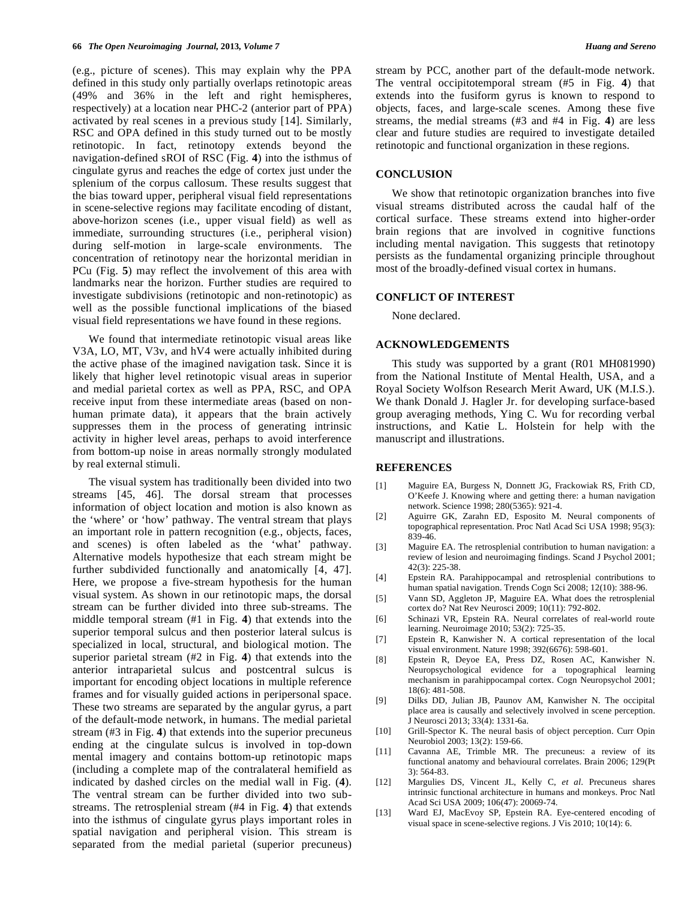(e.g., picture of scenes). This may explain why the PPA defined in this study only partially overlaps retinotopic areas (49% and 36% in the left and right hemispheres, respectively) at a location near PHC-2 (anterior part of PPA) activated by real scenes in a previous study [14]. Similarly, RSC and OPA defined in this study turned out to be mostly retinotopic. In fact, retinotopy extends beyond the navigation-defined sROI of RSC (Fig. **4**) into the isthmus of cingulate gyrus and reaches the edge of cortex just under the splenium of the corpus callosum. These results suggest that the bias toward upper, peripheral visual field representations in scene-selective regions may facilitate encoding of distant, above-horizon scenes (i.e., upper visual field) as well as immediate, surrounding structures (i.e., peripheral vision) during self-motion in large-scale environments. The concentration of retinotopy near the horizontal meridian in PCu (Fig. **5**) may reflect the involvement of this area with landmarks near the horizon. Further studies are required to investigate subdivisions (retinotopic and non-retinotopic) as well as the possible functional implications of the biased visual field representations we have found in these regions.

We found that intermediate retinotopic visual areas like V3A, LO, MT, V3v, and hV4 were actually inhibited during the active phase of the imagined navigation task. Since it is likely that higher level retinotopic visual areas in superior and medial parietal cortex as well as PPA, RSC, and OPA receive input from these intermediate areas (based on non-human primate data), it appears that the brain actively suppresses them in the process of generating intrinsic activity in higher level areas, perhaps to avoid interference from bottom-up noise in areas normally strongly modulated by real external stimuli.

The visual system has traditionally been divided into two streams [45, 46]. The dorsal stream that processes information of object location and motion is also known as the 'where' or 'how' pathway. The ventral stream that plays an important role in pattern recognition (e.g., objects, faces, and scenes) is often labeled as the 'what' pathway. Alternative models hypothesize that each stream might be further subdivided functionally and anatomically [4, 47]. Here, we propose a five-stream hypothesis for the human visual system. As shown in our retinotopic maps, the dorsal stream can be further divided into three sub-streams. The middle temporal stream (#1 in Fig. **4**) that extends into the superior temporal sulcus and then posterior lateral sulcus is specialized in local, structural, and biological motion. The superior parietal stream (#2 in Fig. **4**) that extends into the anterior intraparietal sulcus and postcentral sulcus is important for encoding object locations in multiple reference frames and for visually guided actions in peripersonal space. These two streams are separated by the angular gyrus, a part of the default-mode network, in humans. The medial parietal stream (#3 in Fig. **4**) that extends into the superior precuneus ending at the cingulate sulcus is involved in top-down mental imagery and contains bottom-up retinotopic maps (including a complete map of the contralateral hemifield as indicated by dashed circles on the medial wall in Fig. (**4**). The ventral stream can be further divided into two sub-streams. The retrosplenial stream (#4 in Fig. **4**) that extends into the isthmus of cingulate gyrus plays important roles in spatial navigation and peripheral vision. This stream is separated from the medial parietal (superior precuneus) stream by PCC, another part of the default-mode network. The ventral occipitotemporal stream (#5 in Fig. **4**) that extends into the fusiform gyrus is known to respond to objects, faces, and large-scale scenes. Among these five streams, the medial streams (#3 and #4 in Fig. **4**) are less clear and future studies are required to investigate detailed retinotopic and functional organization in these regions.

## CONCLUSION

We show that retinotopic organization branches into five visual streams distributed across the caudal half of the cortical surface. These streams extend into higher-order brain regions that are involved in cognitive functions including mental navigation. This suggests that retinotopy persists as the fundamental organizing principle throughout most of the broadly-defined visual cortex in humans.

## CONFLICT OF INTEREST

None declared.

## ACKNOWLEDGEMENTS

This study was supported by a grant (R01 MH081990) from the National Institute of Mental Health, USA, and a Royal Society Wolfson Research Merit Award, UK (M.I.S.). We thank Donald J. Hagler Jr. for developing surface-based group averaging methods, Ying C. Wu for recording verbal instructions, and Katie L. Holstein for help with the manuscript and illustrations.

## REFERENCES

[1] Maguire EA, Burgess N, Donnett JG, Frackowiak RS, Frith CD, O'Keefe J. Knowing where and getting there: a human navigation network. Science 1998; 280(5365): 921-4.

[2] Aguirre GK, Zarahn ED, Esposito M. Neural components of topographical representation. Proc Natl Acad Sci USA 1998; 95(3): 839-46.

[3] Maguire EA. The retrosplenial contribution to human navigation: a review of lesion and neuroimaging findings. Scand J Psychol 2001; 42(3): 225-38.

[4] Epstein RA. Parahippocampal and retrosplenial contributions to human spatial navigation. Trends Cogn Sci 2008; 12(10): 388-96.

[5] Vann SD, Aggleton JP, Maguire EA. What does the retrosplenial cortex do? Nat Rev Neurosci 2009; 10(11): 792-802.

[6] Schinazi VR, Epstein RA. Neural correlates of real-world route learning. Neuroimage 2010; 53(2): 725-35.

[7] Epstein R, Kanwisher N. A cortical representation of the local visual environment. Nature 1998; 392(6676): 598-601.

[8] Epstein R, Deyoe EA, Press DZ, Rosen AC, Kanwisher N. Neuropsychological evidence for a topographical learning mechanism in parahippocampal cortex. Cogn Neuropsychol 2001; 18(6): 481-508.

[9] Dilks DD, Julian JB, Paunov AM, Kanwisher N. The occipital place area is causally and selectively involved in scene perception. J Neurosci 2013; 33(4): 1331-6a.

[10] Grill-Spector K. The neural basis of object perception. Curr Opin Neurobiol 2003; 13(2): 159-66.

[11] Cavanna AE, Trimble MR. The precuneus: a review of its functional anatomy and behavioural correlates. Brain 2006; 129(Pt 3): 564-83.

[12] Margulies DS, Vincent JL, Kelly C, *et al*. Precuneus shares intrinsic functional architecture in humans and monkeys. Proc Natl Acad Sci USA 2009; 106(47): 20069-74.

[13] Ward EJ, MacEvoy SP, Epstein RA. Eye-centered encoding of visual space in scene-selective regions. J Vis 2010; 10(14): 6.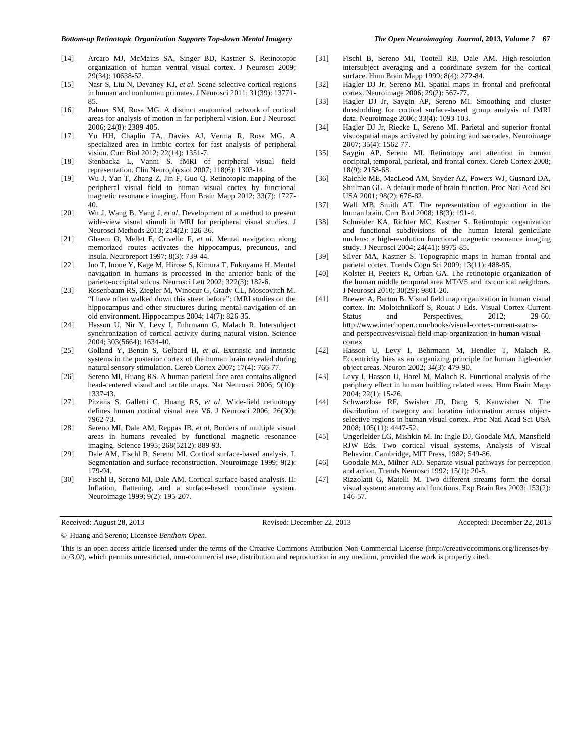[14] Arcaro MJ, McMains SA, Singer BD, Kastner S. Retinotopic organization of human ventral visual cortex. J Neurosci 2009; 29(34): 10638-52.

[15] Nasr S, Liu N, Devaney KJ, *et al*. Scene-selective cortical regions in human and nonhuman primates. J Neurosci 2011; 31(39): 13771-85.

[16] Palmer SM, Rosa MG. A distinct anatomical network of cortical areas for analysis of motion in far peripheral vision. Eur J Neurosci 2006; 24(8): 2389-405.

[17] Yu HH, Chaplin TA, Davies AJ, Verma R, Rosa MG. A specialized area in limbic cortex for fast analysis of peripheral vision. Curr Biol 2012; 22(14): 1351-7.

[18] Stenbacka L, Vanni S. fMRI of peripheral visual field representation. Clin Neurophysiol 2007; 118(6): 1303-14.

[19] Wu J, Yan T, Zhang Z, Jin F, Guo Q. Retinotopic mapping of the peripheral visual field to human visual cortex by functional magnetic resonance imaging. Hum Brain Mapp 2012; 33(7): 1727-40.

[20] Wu J, Wang B, Yang J, *et al*. Development of a method to present wide-view visual stimuli in MRI for peripheral visual studies. J Neurosci Methods 2013; 214(2): 126-36.

[21] Ghaem O, Mellet E, Crivello F, *et al*. Mental navigation along memorized routes activates the hippocampus, precuneus, and insula. Neuroreport 1997; 8(3): 739-44.

[22] Ino T, Inoue Y, Kage M, Hirose S, Kimura T, Fukuyama H. Mental navigation in humans is processed in the anterior bank of the parieto-occipital sulcus. Neurosci Lett 2002; 322(3): 182-6.

[23] Rosenbaum RS, Ziegler M, Winocur G, Grady CL, Moscovitch M. "I have often walked down this street before": fMRI studies on the hippocampus and other structures during mental navigation of an old environment. Hippocampus 2004; 14(7): 826-35.

[24] Hasson U, Nir Y, Levy I, Fuhrmann G, Malach R. Intersubject synchronization of cortical activity during natural vision. Science 2004; 303(5664): 1634-40.

[25] Golland Y, Bentin S, Gelbard H, *et al*. Extrinsic and intrinsic systems in the posterior cortex of the human brain revealed during natural sensory stimulation. Cereb Cortex 2007; 17(4): 766-77.

[26] Sereno MI, Huang RS. A human parietal face area contains aligned head-centered visual and tactile maps. Nat Neurosci 2006; 9(10): 1337-43.

[27] Pitzalis S, Galletti C, Huang RS, *et al*. Wide-field retinotopy defines human cortical visual area V6. J Neurosci 2006; 26(30): 7962-73.

[28] Sereno MI, Dale AM, Reppas JB, *et al*. Borders of multiple visual areas in humans revealed by functional magnetic resonance imaging. Science 1995; 268(5212): 889-93.

[29] Dale AM, Fischl B, Sereno MI. Cortical surface-based analysis. I. Segmentation and surface reconstruction. Neuroimage 1999; 9(2): 179-94.

[30] Fischl B, Sereno MI, Dale AM. Cortical surface-based analysis. II: Inflation, flattening, and a surface-based coordinate system. Neuroimage 1999; 9(2): 195-207.

[31] Fischl B, Sereno MI, Tootell RB, Dale AM. High-resolution intersubject averaging and a coordinate system for the cortical surface. Hum Brain Mapp 1999; 8(4): 272-84.

[32] Hagler DJ Jr, Sereno MI. Spatial maps in frontal and prefrontal cortex. Neuroimage 2006; 29(2): 567-77.

[33] Hagler DJ Jr, Saygin AP, Sereno MI. Smoothing and cluster thresholding for cortical surface-based group analysis of fMRI data. Neuroimage 2006; 33(4): 1093-103.

[34] Hagler DJ Jr, Riecke L, Sereno MI. Parietal and superior frontal visuospatial maps activated by pointing and saccades. Neuroimage 2007; 35(4): 1562-77.

[35] Saygin AP, Sereno MI. Retinotopy and attention in human occipital, temporal, parietal, and frontal cortex. Cereb Cortex 2008; 18(9): 2158-68.

[36] Raichle ME, MacLeod AM, Snyder AZ, Powers WJ, Gusnard DA, Shulman GL. A default mode of brain function. Proc Natl Acad Sci USA 2001; 98(2): 676-82.

[37] Wall MB, Smith AT. The representation of egomotion in the human brain. Curr Biol 2008; 18(3): 191-4.

[38] Schneider KA, Richter MC, Kastner S. Retinotopic organization and functional subdivisions of the human lateral geniculate nucleus: a high-resolution functional magnetic resonance imaging study. J Neurosci 2004; 24(41): 8975-85.

[39] Silver MA, Kastner S. Topographic maps in human frontal and parietal cortex. Trends Cogn Sci 2009; 13(11): 488-95.

[40] Kolster H, Peeters R, Orban GA. The retinotopic organization of the human middle temporal area MT/V5 and its cortical neighbors. J Neurosci 2010; 30(29): 9801-20.

[41] Brewer A, Barton B. Visual field map organization in human visual cortex. In: Molotchnikoff S, Rouat J Eds. Visual Cortex-Current Status and Perspectives, 2012; 29-60. http://www.intechopen.com/books/visual-cortex-current-status-and-perspectives/visual-field-map-organization-in-human-visual-cortex

[42] Hasson U, Levy I, Behrmann M, Hendler T, Malach R. Eccentricity bias as an organizing principle for human high-order object areas. Neuron 2002; 34(3): 479-90.

[43] Levy I, Hasson U, Harel M, Malach R. Functional analysis of the periphery effect in human building related areas. Hum Brain Mapp 2004; 22(1): 15-26.

[44] Schwarzlose RF, Swisher JD, Dang S, Kanwisher N. The distribution of category and location information across object-selective regions in human visual cortex. Proc Natl Acad Sci USA 2008; 105(11): 4447-52.

[45] Ungerleider LG, Mishkin M. In: Ingle DJ, Goodale MA, Mansfield RJW Eds. Two cortical visual systems, Analysis of Visual Behavior. Cambridge, MIT Press, 1982; 549-86.

[46] Goodale MA, Milner AD. Separate visual pathways for perception and action. Trends Neurosci 1992; 15(1): 20-5.

[47] Rizzolatti G, Matelli M. Two different streams form the dorsal visual system: anatomy and functions. Exp Brain Res 2003; 153(2): 146-57.

---

Received: August 28, 2013 Revised: December 22, 2013 Accepted: December 22, 2013

© Huang and Sereno; Licensee *Bentham Open*.

This is an open access article licensed under the terms of the Creative Commons Attribution Non-Commercial License (http://creativecommons.org/licenses/by-nc/3.0/), which permits unrestricted, non-commercial use, distribution and reproduction in any medium, provided the work is properly cited.